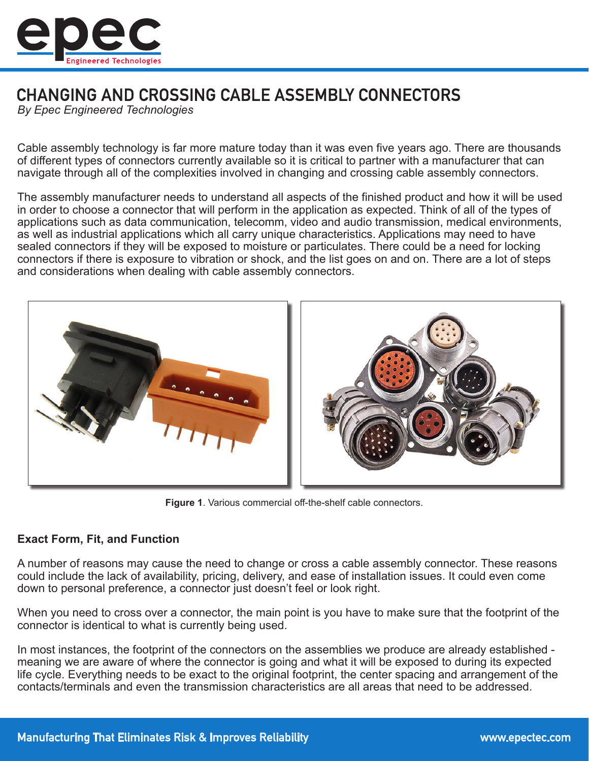# CHANGING AND CROSSING CABLE ASSEMBLY CONNECTORS

*By Epec Engineered Technologies*

Cable assembly technology is far more mature today than it was even five years ago. There are thousands of different types of connectors currently available so it is critical to partner with a manufacturer that can navigate through all of the complexities involved in changing and crossing cable assembly connectors.

The assembly manufacturer needs to understand all aspects of the finished product and how it will be used in order to choose a connector that will perform in the application as expected. Think of all of the types of applications such as data communication, telecomm, video and audio transmission, medical environments, as well as industrial applications which all carry unique characteristics. Applications may need to have sealed connectors if they will be exposed to moisture or particulates. There could be a need for locking connectors if there is exposure to vibration or shock, and the list goes on and on. There are a lot of steps and considerations when dealing with cable assembly connectors.

**Figure 1**. Various commercial off-the-shelf cable connectors.

### Exact Form, Fit, and Function

A number of reasons may cause the need to change or cross a cable assembly connector. These reasons could include the lack of availability, pricing, delivery, and ease of installation issues. It could even come down to personal preference, a connector just doesn't feel or look right.

When you need to cross over a connector, the main point is you have to make sure that the footprint of the connector is identical to what is currently being used.

In most instances, the footprint of the connectors on the assemblies we produce are already established - meaning we are aware of where the connector is going and what it will be exposed to during its expected life cycle. Everything needs to be exact to the original footprint, the center spacing and arrangement of the contacts/terminals and even the transmission characteristics are all areas that need to be addressed.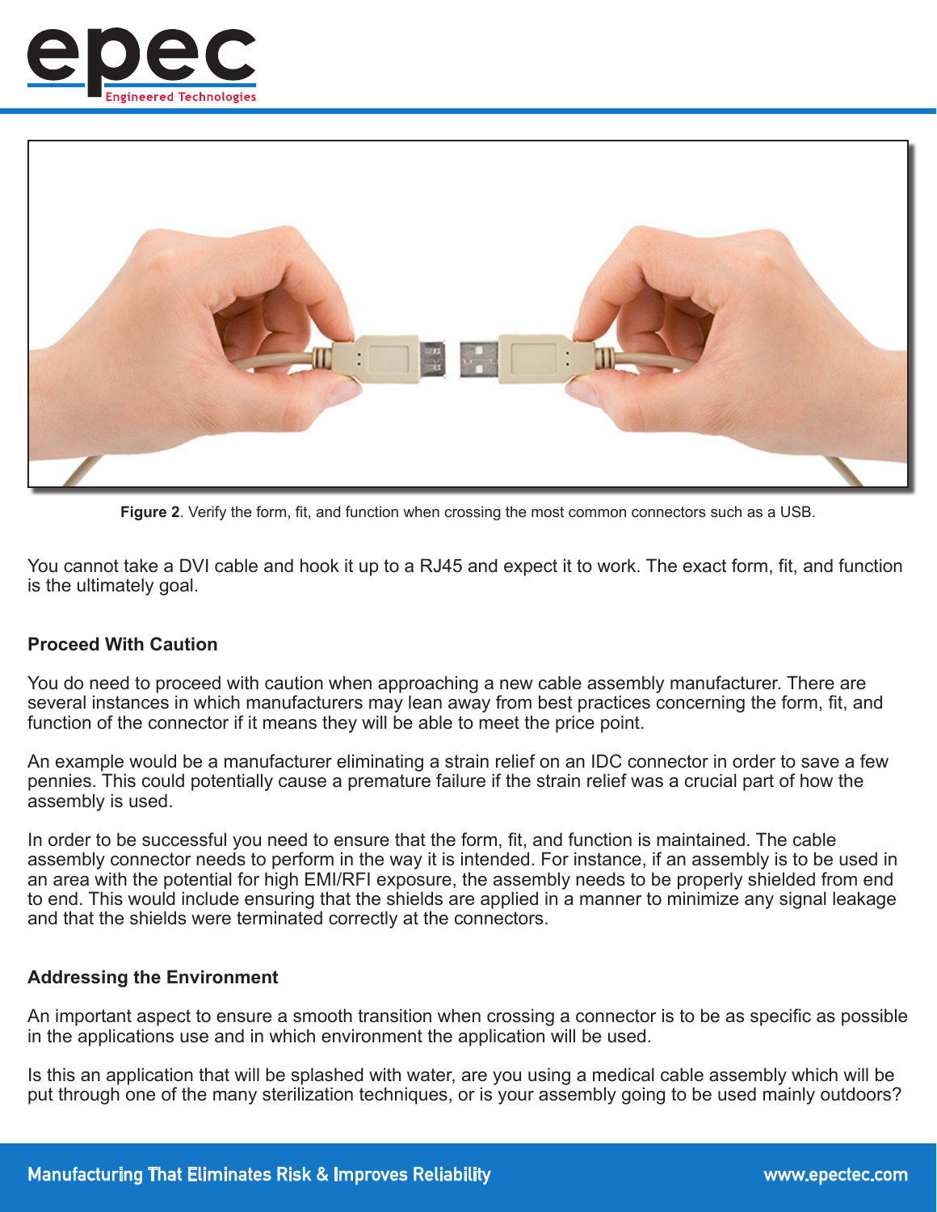**Figure 2**. Verify the form, fit, and function when crossing the most common connectors such as a USB.

You cannot take a DVI cable and hook it up to a RJ45 and expect it to work. The exact form, fit, and function is the ultimately goal.

### Proceed With Caution

You do need to proceed with caution when approaching a new cable assembly manufacturer. There are several instances in which manufacturers may lean away from best practices concerning the form, fit, and function of the connector if it means they will be able to meet the price point.

An example would be a manufacturer eliminating a strain relief on an IDC connector in order to save a few pennies. This could potentially cause a premature failure if the strain relief was a crucial part of how the assembly is used.

In order to be successful you need to ensure that the form, fit, and function is maintained. The cable assembly connector needs to perform in the way it is intended. For instance, if an assembly is to be used in an area with the potential for high EMI/RFI exposure, the assembly needs to be properly shielded from end to end. This would include ensuring that the shields are applied in a manner to minimize any signal leakage and that the shields were terminated correctly at the connectors.

### Addressing the Environment

An important aspect to ensure a smooth transition when crossing a connector is to be as specific as possible in the applications use and in which environment the application will be used.

Is this an application that will be splashed with water, are you using a medical cable assembly which will be put through one of the many sterilization techniques, or is your assembly going to be used mainly outdoors?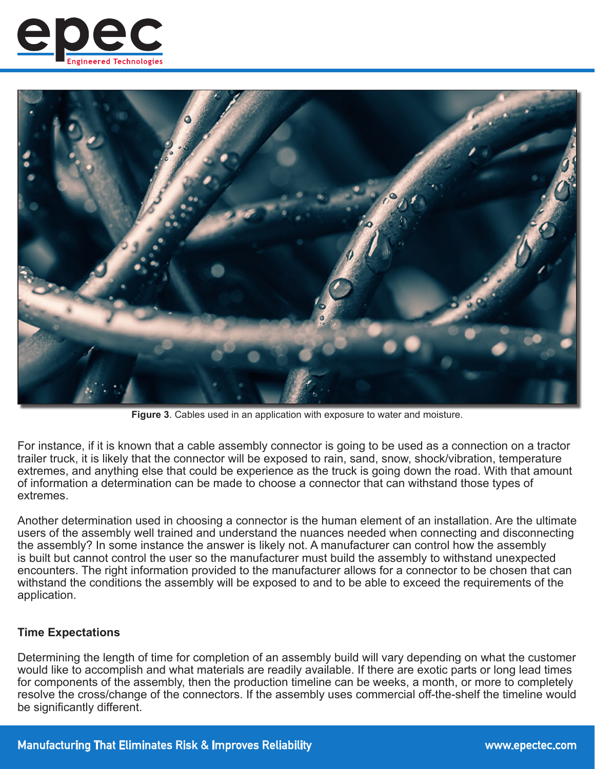**Figure 3**. Cables used in an application with exposure to water and moisture.

For instance, if it is known that a cable assembly connector is going to be used as a connection on a tractor trailer truck, it is likely that the connector will be exposed to rain, sand, snow, shock/vibration, temperature extremes, and anything else that could be experience as the truck is going down the road. With that amount of information a determination can be made to choose a connector that can withstand those types of extremes.

Another determination used in choosing a connector is the human element of an installation. Are the ultimate users of the assembly well trained and understand the nuances needed when connecting and disconnecting the assembly? In some instance the answer is likely not. A manufacturer can control how the assembly is built but cannot control the user so the manufacturer must build the assembly to withstand unexpected encounters. The right information provided to the manufacturer allows for a connector to be chosen that can withstand the conditions the assembly will be exposed to and to be able to exceed the requirements of the application.

## Time Expectations

Determining the length of time for completion of an assembly build will vary depending on what the customer would like to accomplish and what materials are readily available. If there are exotic parts or long lead times for components of the assembly, then the production timeline can be weeks, a month, or more to completely resolve the cross/change of the connectors. If the assembly uses commercial off-the-shelf the timeline would be significantly different.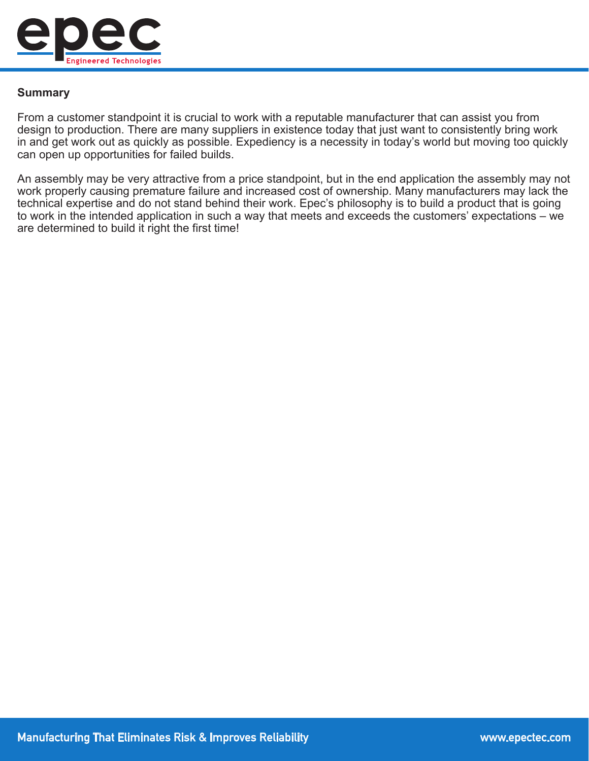## Summary

From a customer standpoint it is crucial to work with a reputable manufacturer that can assist you from design to production. There are many suppliers in existence today that just want to consistently bring work in and get work out as quickly as possible. Expediency is a necessity in today's world but moving too quickly can open up opportunities for failed builds.

An assembly may be very attractive from a price standpoint, but in the end application the assembly may not work properly causing premature failure and increased cost of ownership. Many manufacturers may lack the technical expertise and do not stand behind their work. Epec's philosophy is to build a product that is going to work in the intended application in such a way that meets and exceeds the customers' expectations – we are determined to build it right the first time!